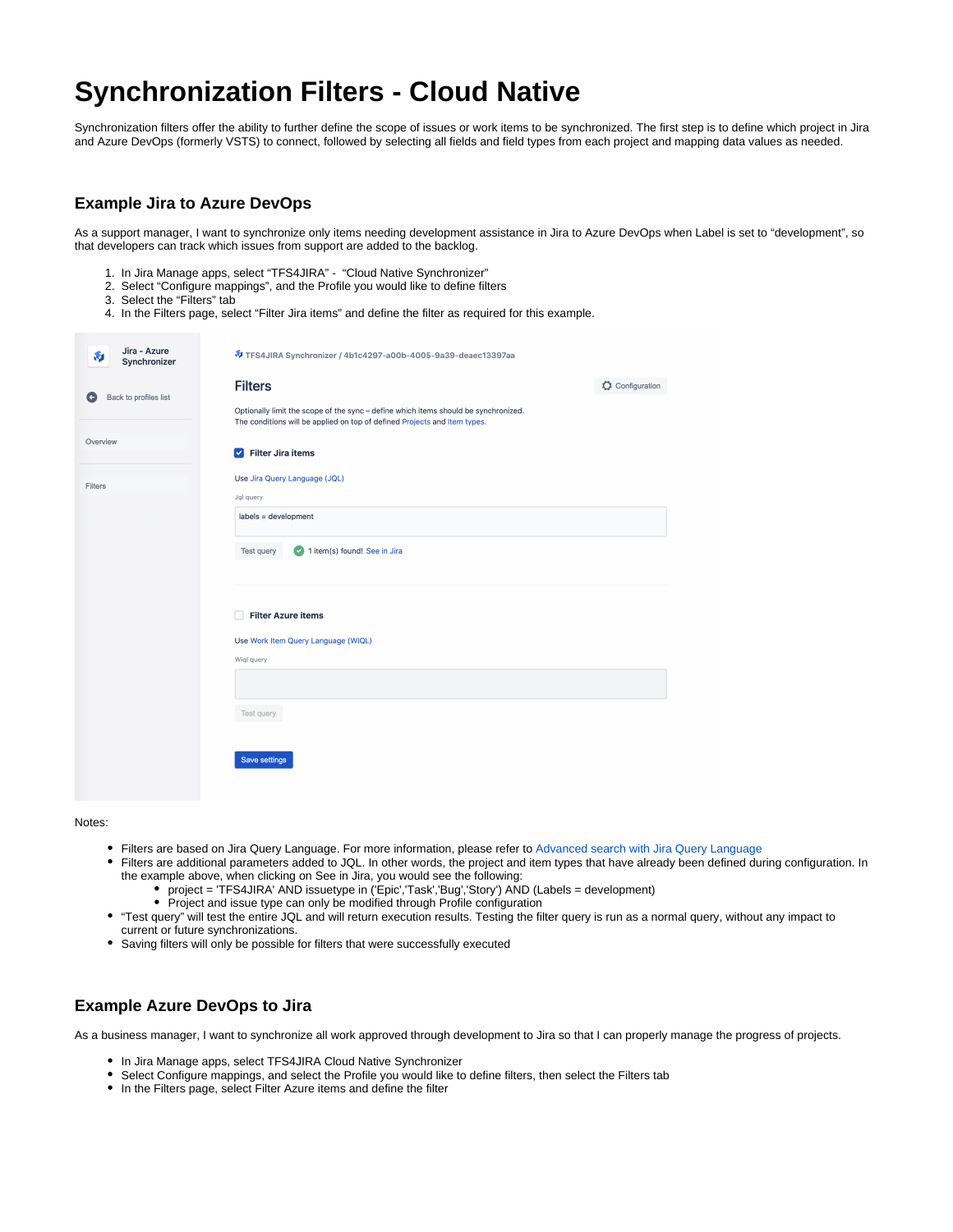# Synchronization Filters - Cloud Native

Synchronization filters offer the ability to further define the scope of issues or work items to be synchronized. The first step is to define which project in Jira and Azure DevOps (formerly VSTS) to connect, followed by selecting all fields and field types from each project and mapping data values as needed.

## Example Jira to Azure DevOps

As a support manager, I want to synchronize only items needing development assistance in Jira to Azure DevOps when Label is set to "development", so that developers can track which issues from support are added to the backlog.

1. In Jira Manage apps, select "TFS4JIRA" - "Cloud Native Synchronizer"
2. Select "Configure mappings", and the Profile you would like to define filters
3. Select the "Filters" tab
4. In the Filters page, select "Filter Jira items" and define the filter as required for this example.

Notes:

- Filters are based on Jira Query Language. For more information, please refer to Advanced search with Jira Query Language
- Filters are additional parameters added to JQL. In other words, the project and item types that have already been defined during configuration. In the example above, when clicking on See in Jira, you would see the following:
  - project = 'TFS4JIRA' AND issuetype in ('Epic','Task','Bug','Story') AND (Labels = development)
  - Project and issue type can only be modified through Profile configuration
- "Test query" will test the entire JQL and will return execution results. Testing the filter query is run as a normal query, without any impact to current or future synchronizations.
- Saving filters will only be possible for filters that were successfully executed

## Example Azure DevOps to Jira

As a business manager, I want to synchronize all work approved through development to Jira so that I can properly manage the progress of projects.

- In Jira Manage apps, select TFS4JIRA Cloud Native Synchronizer
- Select Configure mappings, and select the Profile you would like to define filters, then select the Filters tab
- In the Filters page, select Filter Azure items and define the filter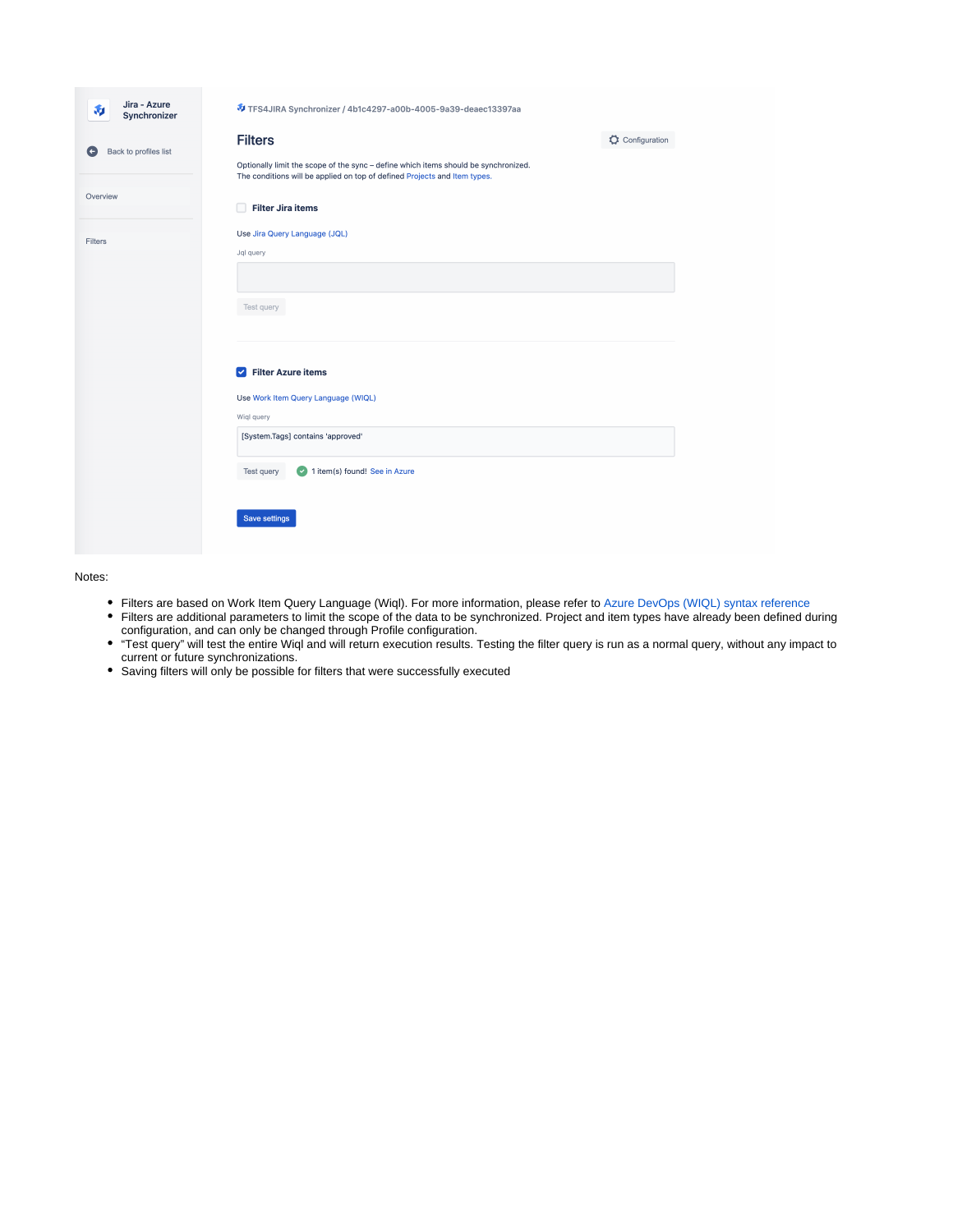Jira - Azure Synchronizer

Back to profiles list

Overview

Filters

TFS4JIRA Synchronizer / 4b1c4297-a00b-4005-9a39-deaec13397aa

## Filters

Configuration

Optionally limit the scope of the sync – define which items should be synchronized.
The conditions will be applied on top of defined Projects and Item types.

**Filter Jira items**

Use Jira Query Language (JQL)

Jql query

Test query

**Filter Azure items**

Use Work Item Query Language (WIQL)

Wiql query

[System.Tags] contains 'approved'

Test query 1 item(s) found! See in Azure

Save settings

Notes:

- Filters are based on Work Item Query Language (Wiql). For more information, please refer to Azure DevOps (WIQL) syntax reference
- Filters are additional parameters to limit the scope of the data to be synchronized. Project and item types have already been defined during configuration, and can only be changed through Profile configuration.
- “Test query” will test the entire Wiql and will return execution results. Testing the filter query is run as a normal query, without any impact to current or future synchronizations.
- Saving filters will only be possible for filters that were successfully executed